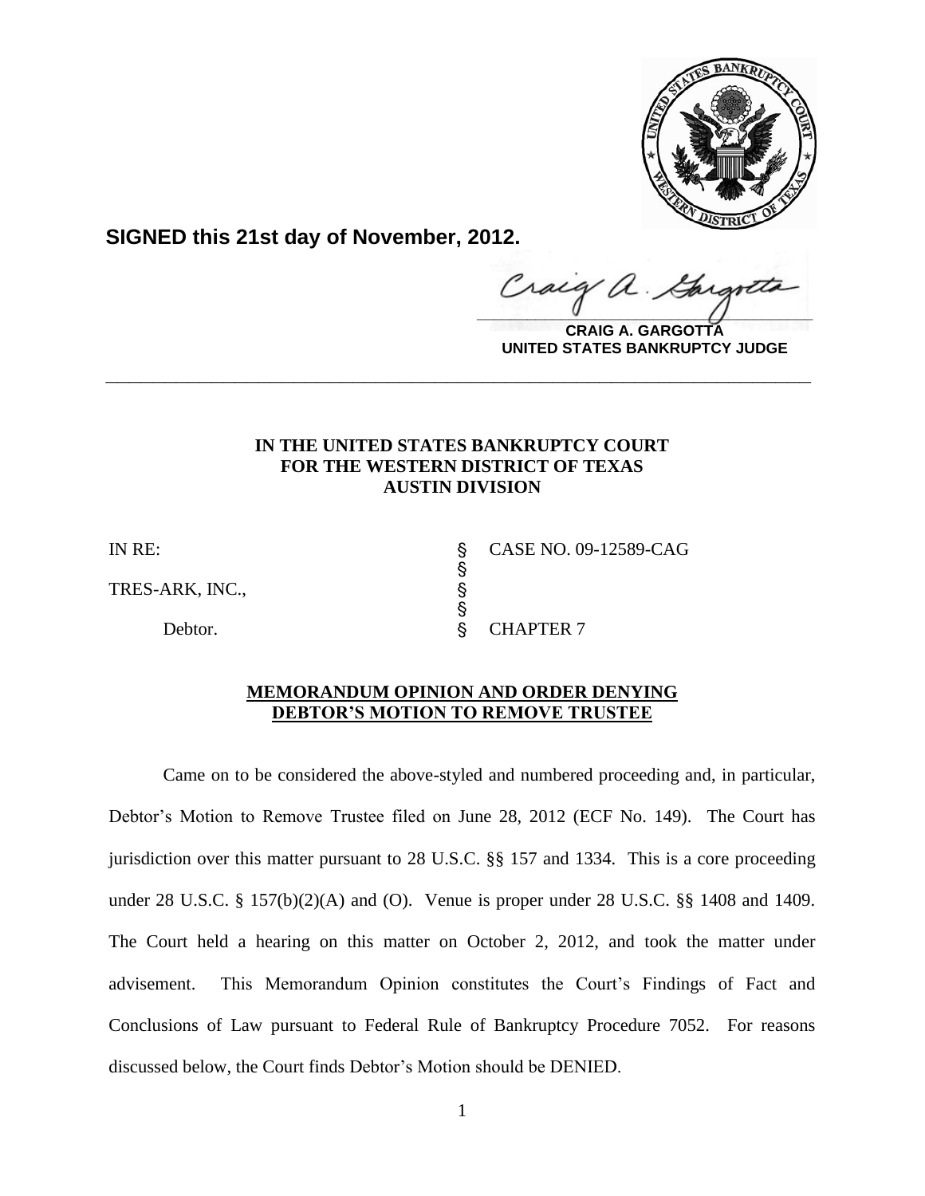**SIGNED this 21st day of November, 2012.**

**CRAIG A. GARGOTTA**
**UNITED STATES BANKRUPTCY JUDGE**

---

**IN THE UNITED STATES BANKRUPTCY COURT**
**FOR THE WESTERN DISTRICT OF TEXAS**
**AUSTIN DIVISION**

| | | |
|---|---|---|
| IN RE: | § | CASE NO. 09-12589-CAG |
| | § | |
| TRES-ARK, INC., | § | |
| | § | |
| Debtor. | § | CHAPTER 7 |

**MEMORANDUM OPINION AND ORDER DENYING DEBTOR'S MOTION TO REMOVE TRUSTEE**

Came on to be considered the above-styled and numbered proceeding and, in particular, Debtor's Motion to Remove Trustee filed on June 28, 2012 (ECF No. 149). The Court has jurisdiction over this matter pursuant to 28 U.S.C. §§ 157 and 1334. This is a core proceeding under 28 U.S.C. § 157(b)(2)(A) and (O). Venue is proper under 28 U.S.C. §§ 1408 and 1409. The Court held a hearing on this matter on October 2, 2012, and took the matter under advisement. This Memorandum Opinion constitutes the Court's Findings of Fact and Conclusions of Law pursuant to Federal Rule of Bankruptcy Procedure 7052. For reasons discussed below, the Court finds Debtor's Motion should be DENIED.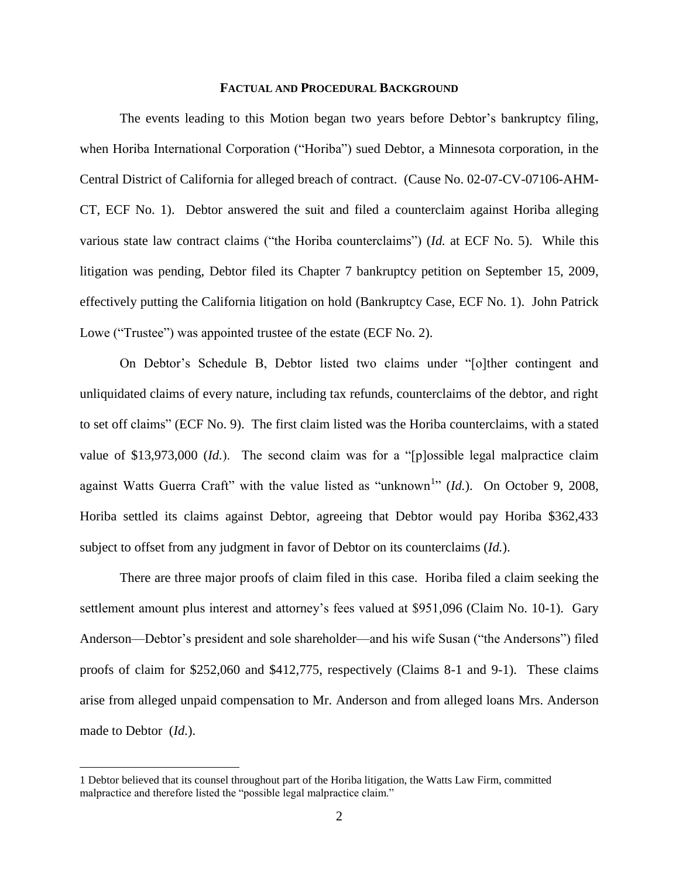## FACTUAL AND PROCEDURAL BACKGROUND

The events leading to this Motion began two years before Debtor's bankruptcy filing, when Horiba International Corporation ("Horiba") sued Debtor, a Minnesota corporation, in the Central District of California for alleged breach of contract. (Cause No. 02-07-CV-07106-AHM-CT, ECF No. 1). Debtor answered the suit and filed a counterclaim against Horiba alleging various state law contract claims ("the Horiba counterclaims") (*Id.* at ECF No. 5). While this litigation was pending, Debtor filed its Chapter 7 bankruptcy petition on September 15, 2009, effectively putting the California litigation on hold (Bankruptcy Case, ECF No. 1). John Patrick Lowe ("Trustee") was appointed trustee of the estate (ECF No. 2).

On Debtor's Schedule B, Debtor listed two claims under "[o]ther contingent and unliquidated claims of every nature, including tax refunds, counterclaims of the debtor, and right to set off claims" (ECF No. 9). The first claim listed was the Horiba counterclaims, with a stated value of $13,973,000 (*Id.*). The second claim was for a "[p]ossible legal malpractice claim against Watts Guerra Craft" with the value listed as "unknown[1]" (*Id.*). On October 9, 2008, Horiba settled its claims against Debtor, agreeing that Debtor would pay Horiba $362,433 subject to offset from any judgment in favor of Debtor on its counterclaims (*Id.*).

There are three major proofs of claim filed in this case. Horiba filed a claim seeking the settlement amount plus interest and attorney's fees valued at $951,096 (Claim No. 10-1). Gary Anderson—Debtor's president and sole shareholder—and his wife Susan ("the Andersons") filed proofs of claim for $252,060 and $412,775, respectively (Claims 8-1 and 9-1). These claims arise from alleged unpaid compensation to Mr. Anderson and from alleged loans Mrs. Anderson made to Debtor (*Id.*).

---

1 Debtor believed that its counsel throughout part of the Horiba litigation, the Watts Law Firm, committed malpractice and therefore listed the "possible legal malpractice claim."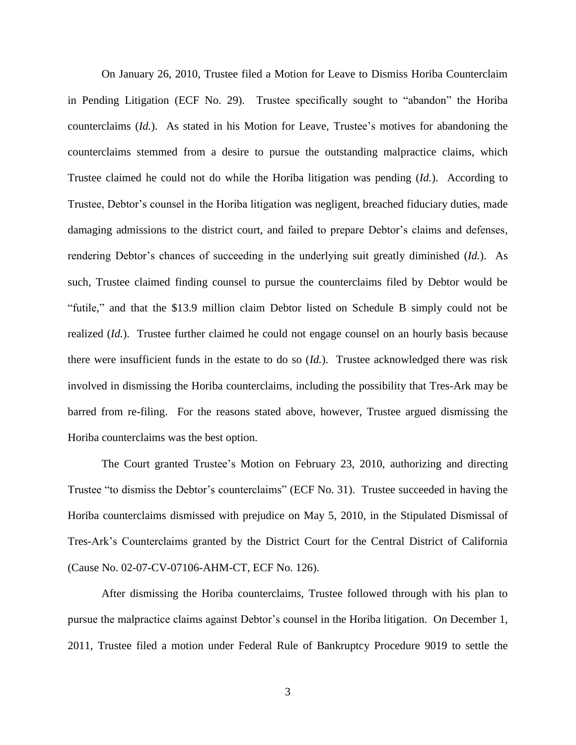On January 26, 2010, Trustee filed a Motion for Leave to Dismiss Horiba Counterclaim in Pending Litigation (ECF No. 29). Trustee specifically sought to "abandon" the Horiba counterclaims (*Id.*). As stated in his Motion for Leave, Trustee's motives for abandoning the counterclaims stemmed from a desire to pursue the outstanding malpractice claims, which Trustee claimed he could not do while the Horiba litigation was pending (*Id.*). According to Trustee, Debtor's counsel in the Horiba litigation was negligent, breached fiduciary duties, made damaging admissions to the district court, and failed to prepare Debtor's claims and defenses, rendering Debtor's chances of succeeding in the underlying suit greatly diminished (*Id.*). As such, Trustee claimed finding counsel to pursue the counterclaims filed by Debtor would be "futile," and that the $13.9 million claim Debtor listed on Schedule B simply could not be realized (*Id.*). Trustee further claimed he could not engage counsel on an hourly basis because there were insufficient funds in the estate to do so (*Id.*). Trustee acknowledged there was risk involved in dismissing the Horiba counterclaims, including the possibility that Tres-Ark may be barred from re-filing. For the reasons stated above, however, Trustee argued dismissing the Horiba counterclaims was the best option.

The Court granted Trustee's Motion on February 23, 2010, authorizing and directing Trustee "to dismiss the Debtor's counterclaims" (ECF No. 31). Trustee succeeded in having the Horiba counterclaims dismissed with prejudice on May 5, 2010, in the Stipulated Dismissal of Tres-Ark's Counterclaims granted by the District Court for the Central District of California (Cause No. 02-07-CV-07106-AHM-CT, ECF No. 126).

After dismissing the Horiba counterclaims, Trustee followed through with his plan to pursue the malpractice claims against Debtor's counsel in the Horiba litigation. On December 1, 2011, Trustee filed a motion under Federal Rule of Bankruptcy Procedure 9019 to settle the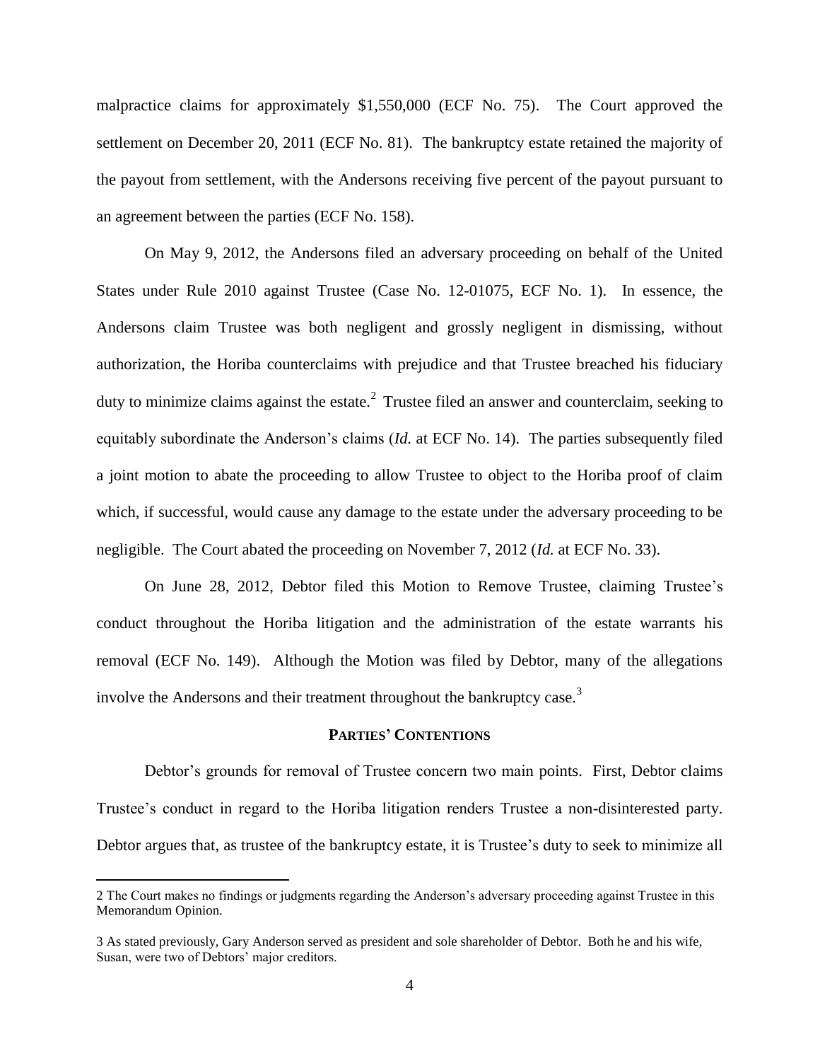malpractice claims for approximately $1,550,000 (ECF No. 75). The Court approved the settlement on December 20, 2011 (ECF No. 81). The bankruptcy estate retained the majority of the payout from settlement, with the Andersons receiving five percent of the payout pursuant to an agreement between the parties (ECF No. 158).

On May 9, 2012, the Andersons filed an adversary proceeding on behalf of the United States under Rule 2010 against Trustee (Case No. 12-01075, ECF No. 1). In essence, the Andersons claim Trustee was both negligent and grossly negligent in dismissing, without authorization, the Horiba counterclaims with prejudice and that Trustee breached his fiduciary duty to minimize claims against the estate.[2] Trustee filed an answer and counterclaim, seeking to equitably subordinate the Anderson's claims (*Id.* at ECF No. 14). The parties subsequently filed a joint motion to abate the proceeding to allow Trustee to object to the Horiba proof of claim which, if successful, would cause any damage to the estate under the adversary proceeding to be negligible. The Court abated the proceeding on November 7, 2012 (*Id.* at ECF No. 33).

On June 28, 2012, Debtor filed this Motion to Remove Trustee, claiming Trustee's conduct throughout the Horiba litigation and the administration of the estate warrants his removal (ECF No. 149). Although the Motion was filed by Debtor, many of the allegations involve the Andersons and their treatment throughout the bankruptcy case.[3]

## PARTIES' CONTENTIONS

Debtor's grounds for removal of Trustee concern two main points. First, Debtor claims Trustee's conduct in regard to the Horiba litigation renders Trustee a non-disinterested party. Debtor argues that, as trustee of the bankruptcy estate, it is Trustee's duty to seek to minimize all

---

2 The Court makes no findings or judgments regarding the Anderson's adversary proceeding against Trustee in this Memorandum Opinion.

3 As stated previously, Gary Anderson served as president and sole shareholder of Debtor. Both he and his wife, Susan, were two of Debtors' major creditors.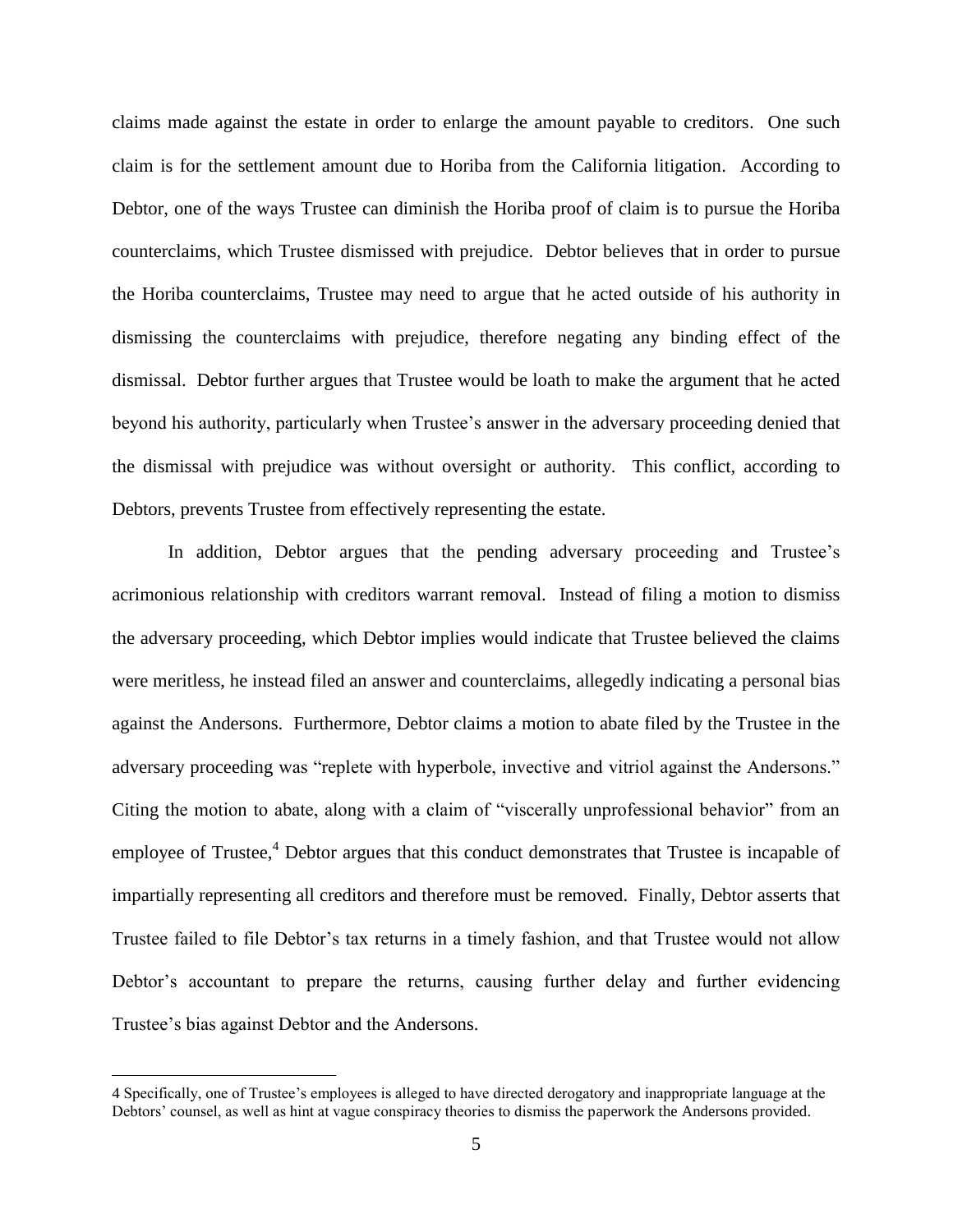claims made against the estate in order to enlarge the amount payable to creditors. One such claim is for the settlement amount due to Horiba from the California litigation. According to Debtor, one of the ways Trustee can diminish the Horiba proof of claim is to pursue the Horiba counterclaims, which Trustee dismissed with prejudice. Debtor believes that in order to pursue the Horiba counterclaims, Trustee may need to argue that he acted outside of his authority in dismissing the counterclaims with prejudice, therefore negating any binding effect of the dismissal. Debtor further argues that Trustee would be loath to make the argument that he acted beyond his authority, particularly when Trustee's answer in the adversary proceeding denied that the dismissal with prejudice was without oversight or authority. This conflict, according to Debtors, prevents Trustee from effectively representing the estate.

In addition, Debtor argues that the pending adversary proceeding and Trustee's acrimonious relationship with creditors warrant removal. Instead of filing a motion to dismiss the adversary proceeding, which Debtor implies would indicate that Trustee believed the claims were meritless, he instead filed an answer and counterclaims, allegedly indicating a personal bias against the Andersons. Furthermore, Debtor claims a motion to abate filed by the Trustee in the adversary proceeding was "replete with hyperbole, invective and vitriol against the Andersons." Citing the motion to abate, along with a claim of "viscerally unprofessional behavior" from an employee of Trustee,[4] Debtor argues that this conduct demonstrates that Trustee is incapable of impartially representing all creditors and therefore must be removed. Finally, Debtor asserts that Trustee failed to file Debtor's tax returns in a timely fashion, and that Trustee would not allow Debtor's accountant to prepare the returns, causing further delay and further evidencing Trustee's bias against Debtor and the Andersons.

---

4 Specifically, one of Trustee's employees is alleged to have directed derogatory and inappropriate language at the Debtors' counsel, as well as hint at vague conspiracy theories to dismiss the paperwork the Andersons provided.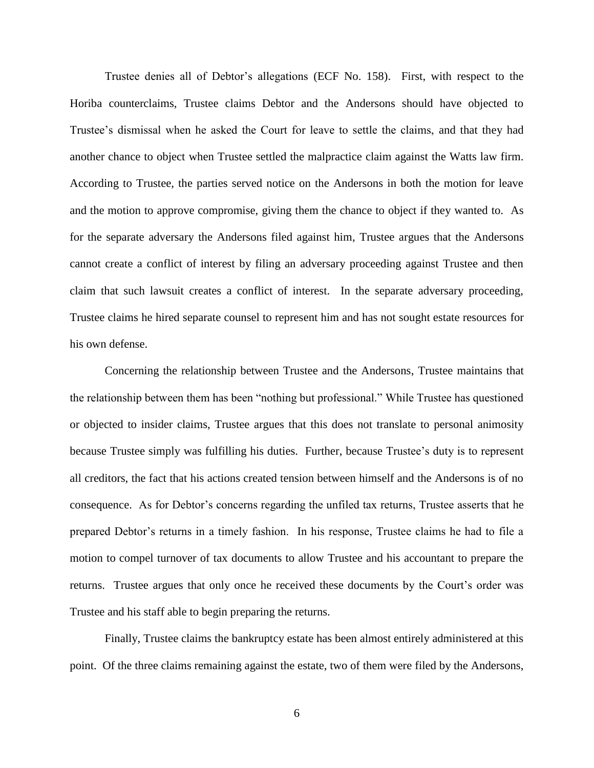Trustee denies all of Debtor's allegations (ECF No. 158). First, with respect to the Horiba counterclaims, Trustee claims Debtor and the Andersons should have objected to Trustee's dismissal when he asked the Court for leave to settle the claims, and that they had another chance to object when Trustee settled the malpractice claim against the Watts law firm. According to Trustee, the parties served notice on the Andersons in both the motion for leave and the motion to approve compromise, giving them the chance to object if they wanted to. As for the separate adversary the Andersons filed against him, Trustee argues that the Andersons cannot create a conflict of interest by filing an adversary proceeding against Trustee and then claim that such lawsuit creates a conflict of interest. In the separate adversary proceeding, Trustee claims he hired separate counsel to represent him and has not sought estate resources for his own defense.

Concerning the relationship between Trustee and the Andersons, Trustee maintains that the relationship between them has been "nothing but professional." While Trustee has questioned or objected to insider claims, Trustee argues that this does not translate to personal animosity because Trustee simply was fulfilling his duties. Further, because Trustee's duty is to represent all creditors, the fact that his actions created tension between himself and the Andersons is of no consequence. As for Debtor's concerns regarding the unfiled tax returns, Trustee asserts that he prepared Debtor's returns in a timely fashion. In his response, Trustee claims he had to file a motion to compel turnover of tax documents to allow Trustee and his accountant to prepare the returns. Trustee argues that only once he received these documents by the Court's order was Trustee and his staff able to begin preparing the returns.

Finally, Trustee claims the bankruptcy estate has been almost entirely administered at this point. Of the three claims remaining against the estate, two of them were filed by the Andersons,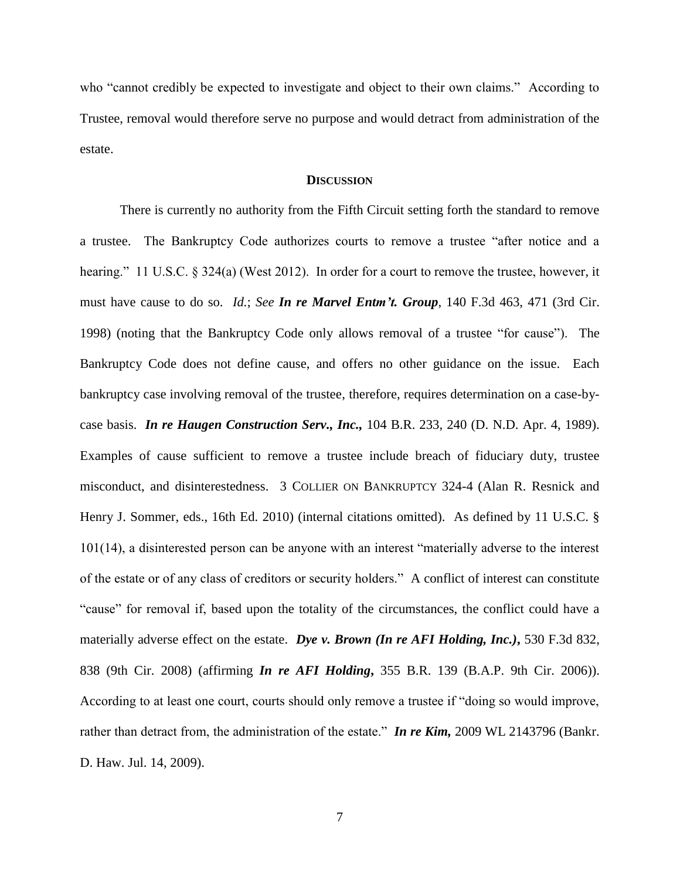who "cannot credibly be expected to investigate and object to their own claims." According to Trustee, removal would therefore serve no purpose and would detract from administration of the estate.

## DISCUSSION

There is currently no authority from the Fifth Circuit setting forth the standard to remove a trustee. The Bankruptcy Code authorizes courts to remove a trustee "after notice and a hearing." 11 U.S.C. § 324(a) (West 2012). In order for a court to remove the trustee, however, it must have cause to do so. *Id.*; *See* ***In re Marvel Entm't. Group***, 140 F.3d 463, 471 (3rd Cir. 1998) (noting that the Bankruptcy Code only allows removal of a trustee "for cause"). The Bankruptcy Code does not define cause, and offers no other guidance on the issue. Each bankruptcy case involving removal of the trustee, therefore, requires determination on a case-by-case basis. ***In re Haugen Construction Serv., Inc.,*** 104 B.R. 233, 240 (D. N.D. Apr. 4, 1989). Examples of cause sufficient to remove a trustee include breach of fiduciary duty, trustee misconduct, and disinterestedness. 3 COLLIER ON BANKRUPTCY 324-4 (Alan R. Resnick and Henry J. Sommer, eds., 16th Ed. 2010) (internal citations omitted). As defined by 11 U.S.C. § 101(14), a disinterested person can be anyone with an interest "materially adverse to the interest of the estate or of any class of creditors or security holders." A conflict of interest can constitute "cause" for removal if, based upon the totality of the circumstances, the conflict could have a materially adverse effect on the estate. ***Dye v. Brown (In re AFI Holding, Inc.)***, 530 F.3d 832, 838 (9th Cir. 2008) (affirming ***In re AFI Holding***, 355 B.R. 139 (B.A.P. 9th Cir. 2006)). According to at least one court, courts should only remove a trustee if "doing so would improve, rather than detract from, the administration of the estate." ***In re Kim,*** 2009 WL 2143796 (Bankr. D. Haw. Jul. 14, 2009).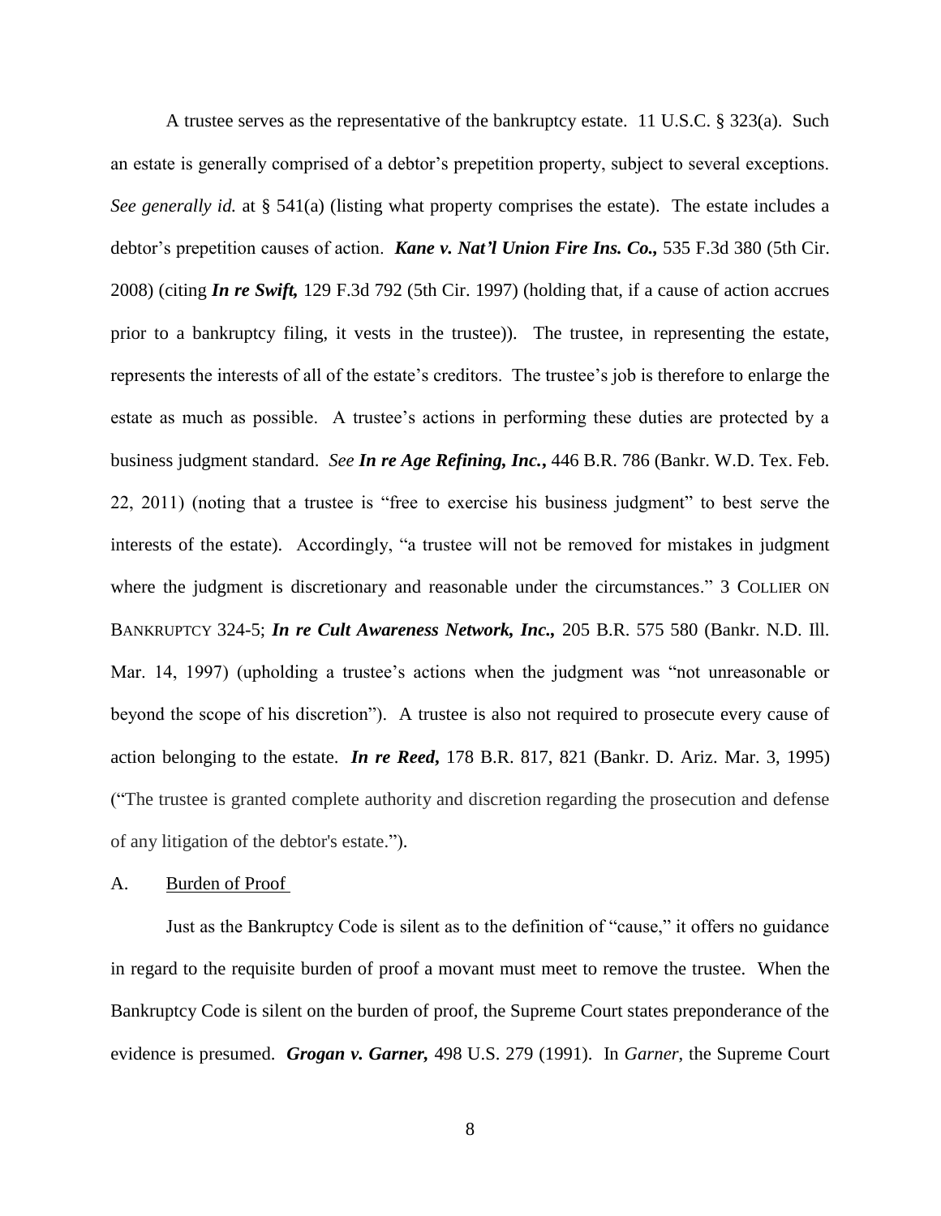A trustee serves as the representative of the bankruptcy estate. 11 U.S.C. § 323(a). Such an estate is generally comprised of a debtor's prepetition property, subject to several exceptions. *See generally id.* at § 541(a) (listing what property comprises the estate). The estate includes a debtor's prepetition causes of action. ***Kane v. Nat'l Union Fire Ins. Co.,*** 535 F.3d 380 (5th Cir. 2008) (citing ***In re Swift,*** 129 F.3d 792 (5th Cir. 1997) (holding that, if a cause of action accrues prior to a bankruptcy filing, it vests in the trustee)). The trustee, in representing the estate, represents the interests of all of the estate's creditors. The trustee's job is therefore to enlarge the estate as much as possible. A trustee's actions in performing these duties are protected by a business judgment standard. *See* ***In re Age Refining, Inc.***, 446 B.R. 786 (Bankr. W.D. Tex. Feb. 22, 2011) (noting that a trustee is "free to exercise his business judgment" to best serve the interests of the estate). Accordingly, "a trustee will not be removed for mistakes in judgment where the judgment is discretionary and reasonable under the circumstances." 3 COLLIER ON BANKRUPTCY 324-5; ***In re Cult Awareness Network, Inc.,*** 205 B.R. 575 580 (Bankr. N.D. Ill. Mar. 14, 1997) (upholding a trustee's actions when the judgment was "not unreasonable or beyond the scope of his discretion"). A trustee is also not required to prosecute every cause of action belonging to the estate. ***In re Reed,*** 178 B.R. 817, 821 (Bankr. D. Ariz. Mar. 3, 1995) ("The trustee is granted complete authority and discretion regarding the prosecution and defense of any litigation of the debtor's estate.").

A. Burden of Proof

Just as the Bankruptcy Code is silent as to the definition of "cause," it offers no guidance in regard to the requisite burden of proof a movant must meet to remove the trustee. When the Bankruptcy Code is silent on the burden of proof, the Supreme Court states preponderance of the evidence is presumed. ***Grogan v. Garner,*** 498 U.S. 279 (1991). In *Garner*, the Supreme Court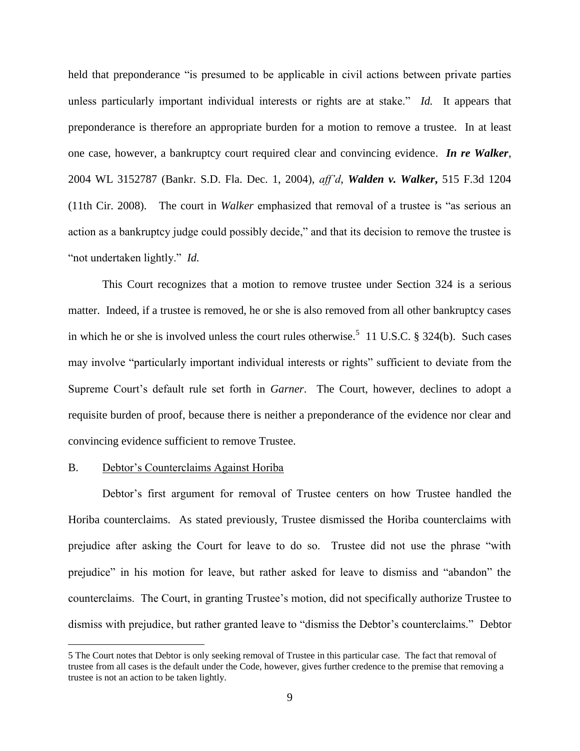held that preponderance "is presumed to be applicable in civil actions between private parties unless particularly important individual interests or rights are at stake." *Id.* It appears that preponderance is therefore an appropriate burden for a motion to remove a trustee. In at least one case, however, a bankruptcy court required clear and convincing evidence. ***In re Walker***, 2004 WL 3152787 (Bankr. S.D. Fla. Dec. 1, 2004), *aff'd*, ***Walden v. Walker,*** 515 F.3d 1204 (11th Cir. 2008). The court in *Walker* emphasized that removal of a trustee is "as serious an action as a bankruptcy judge could possibly decide," and that its decision to remove the trustee is "not undertaken lightly." *Id.*

This Court recognizes that a motion to remove trustee under Section 324 is a serious matter. Indeed, if a trustee is removed, he or she is also removed from all other bankruptcy cases in which he or she is involved unless the court rules otherwise.[5] 11 U.S.C. § 324(b). Such cases may involve "particularly important individual interests or rights" sufficient to deviate from the Supreme Court's default rule set forth in *Garner*. The Court, however, declines to adopt a requisite burden of proof, because there is neither a preponderance of the evidence nor clear and convincing evidence sufficient to remove Trustee.

B. Debtor's Counterclaims Against Horiba

Debtor's first argument for removal of Trustee centers on how Trustee handled the Horiba counterclaims. As stated previously, Trustee dismissed the Horiba counterclaims with prejudice after asking the Court for leave to do so. Trustee did not use the phrase "with prejudice" in his motion for leave, but rather asked for leave to dismiss and "abandon" the counterclaims. The Court, in granting Trustee's motion, did not specifically authorize Trustee to dismiss with prejudice, but rather granted leave to "dismiss the Debtor's counterclaims." Debtor

---

5 The Court notes that Debtor is only seeking removal of Trustee in this particular case. The fact that removal of trustee from all cases is the default under the Code, however, gives further credence to the premise that removing a trustee is not an action to be taken lightly.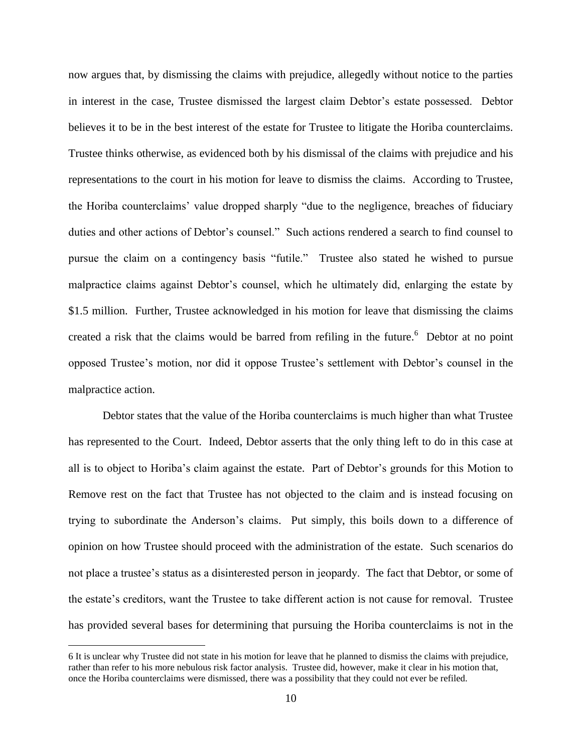now argues that, by dismissing the claims with prejudice, allegedly without notice to the parties in interest in the case, Trustee dismissed the largest claim Debtor's estate possessed. Debtor believes it to be in the best interest of the estate for Trustee to litigate the Horiba counterclaims. Trustee thinks otherwise, as evidenced both by his dismissal of the claims with prejudice and his representations to the court in his motion for leave to dismiss the claims. According to Trustee, the Horiba counterclaims' value dropped sharply "due to the negligence, breaches of fiduciary duties and other actions of Debtor's counsel." Such actions rendered a search to find counsel to pursue the claim on a contingency basis "futile." Trustee also stated he wished to pursue malpractice claims against Debtor's counsel, which he ultimately did, enlarging the estate by \$1.5 million. Further, Trustee acknowledged in his motion for leave that dismissing the claims created a risk that the claims would be barred from refiling in the future.[6] Debtor at no point opposed Trustee's motion, nor did it oppose Trustee's settlement with Debtor's counsel in the malpractice action.

Debtor states that the value of the Horiba counterclaims is much higher than what Trustee has represented to the Court. Indeed, Debtor asserts that the only thing left to do in this case at all is to object to Horiba's claim against the estate. Part of Debtor's grounds for this Motion to Remove rest on the fact that Trustee has not objected to the claim and is instead focusing on trying to subordinate the Anderson's claims. Put simply, this boils down to a difference of opinion on how Trustee should proceed with the administration of the estate. Such scenarios do not place a trustee's status as a disinterested person in jeopardy. The fact that Debtor, or some of the estate's creditors, want the Trustee to take different action is not cause for removal. Trustee has provided several bases for determining that pursuing the Horiba counterclaims is not in the

---

6 It is unclear why Trustee did not state in his motion for leave that he planned to dismiss the claims with prejudice, rather than refer to his more nebulous risk factor analysis. Trustee did, however, make it clear in his motion that, once the Horiba counterclaims were dismissed, there was a possibility that they could not ever be refiled.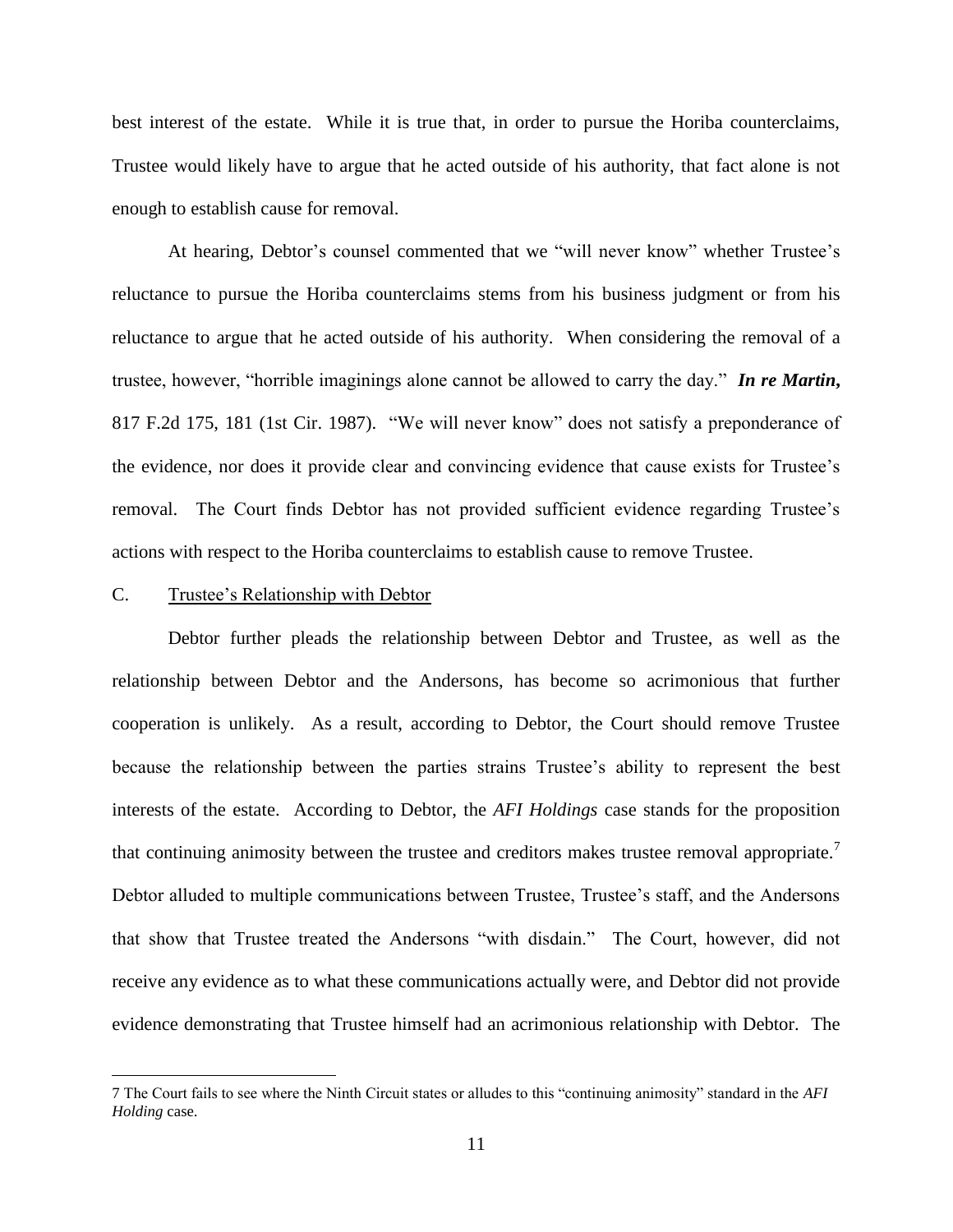best interest of the estate. While it is true that, in order to pursue the Horiba counterclaims, Trustee would likely have to argue that he acted outside of his authority, that fact alone is not enough to establish cause for removal.

At hearing, Debtor's counsel commented that we "will never know" whether Trustee's reluctance to pursue the Horiba counterclaims stems from his business judgment or from his reluctance to argue that he acted outside of his authority. When considering the removal of a trustee, however, "horrible imaginings alone cannot be allowed to carry the day." ***In re Martin,*** 817 F.2d 175, 181 (1st Cir. 1987). "We will never know" does not satisfy a preponderance of the evidence, nor does it provide clear and convincing evidence that cause exists for Trustee's removal. The Court finds Debtor has not provided sufficient evidence regarding Trustee's actions with respect to the Horiba counterclaims to establish cause to remove Trustee.

C. Trustee's Relationship with Debtor

Debtor further pleads the relationship between Debtor and Trustee, as well as the relationship between Debtor and the Andersons, has become so acrimonious that further cooperation is unlikely. As a result, according to Debtor, the Court should remove Trustee because the relationship between the parties strains Trustee's ability to represent the best interests of the estate. According to Debtor, the *AFI Holdings* case stands for the proposition that continuing animosity between the trustee and creditors makes trustee removal appropriate.[7] Debtor alluded to multiple communications between Trustee, Trustee's staff, and the Andersons that show that Trustee treated the Andersons "with disdain." The Court, however, did not receive any evidence as to what these communications actually were, and Debtor did not provide evidence demonstrating that Trustee himself had an acrimonious relationship with Debtor. The

7 The Court fails to see where the Ninth Circuit states or alludes to this "continuing animosity" standard in the *AFI Holding* case.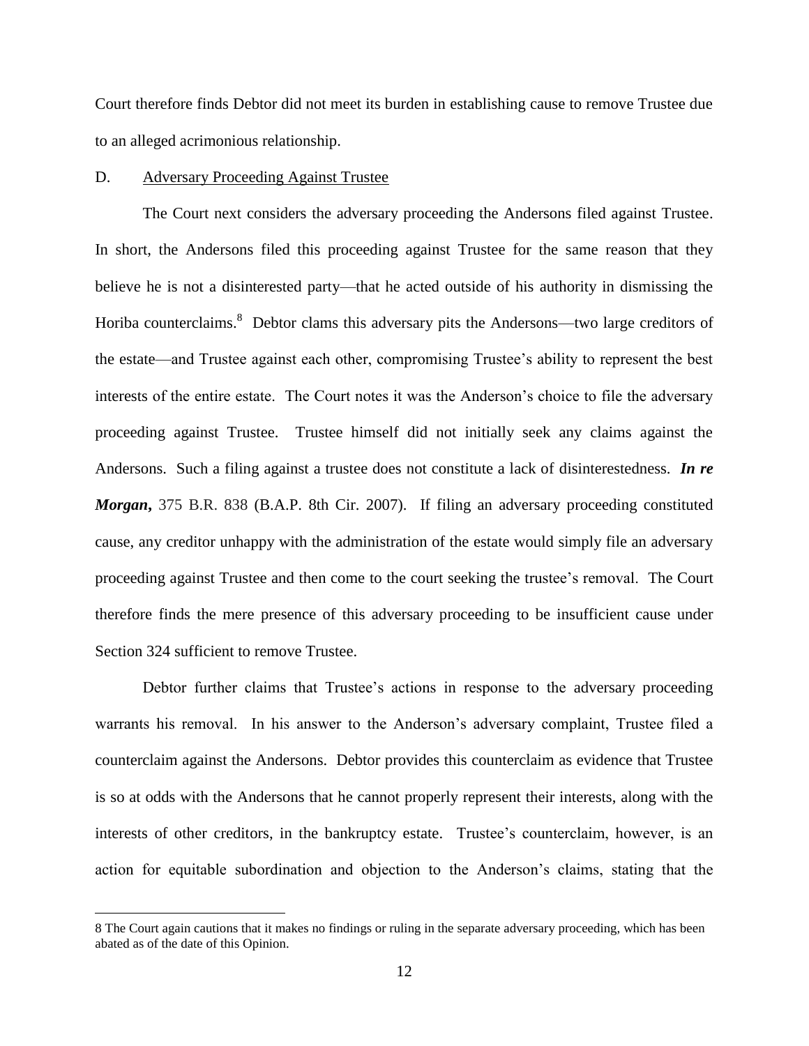Court therefore finds Debtor did not meet its burden in establishing cause to remove Trustee due to an alleged acrimonious relationship.

D. Adversary Proceeding Against Trustee

The Court next considers the adversary proceeding the Andersons filed against Trustee. In short, the Andersons filed this proceeding against Trustee for the same reason that they believe he is not a disinterested party—that he acted outside of his authority in dismissing the Horiba counterclaims.[8] Debtor clams this adversary pits the Andersons—two large creditors of the estate—and Trustee against each other, compromising Trustee's ability to represent the best interests of the entire estate. The Court notes it was the Anderson's choice to file the adversary proceeding against Trustee. Trustee himself did not initially seek any claims against the Andersons. Such a filing against a trustee does not constitute a lack of disinterestedness. ***In re Morgan***, 375 B.R. 838 (B.A.P. 8th Cir. 2007). If filing an adversary proceeding constituted cause, any creditor unhappy with the administration of the estate would simply file an adversary proceeding against Trustee and then come to the court seeking the trustee's removal. The Court therefore finds the mere presence of this adversary proceeding to be insufficient cause under Section 324 sufficient to remove Trustee.

Debtor further claims that Trustee's actions in response to the adversary proceeding warrants his removal. In his answer to the Anderson's adversary complaint, Trustee filed a counterclaim against the Andersons. Debtor provides this counterclaim as evidence that Trustee is so at odds with the Andersons that he cannot properly represent their interests, along with the interests of other creditors, in the bankruptcy estate. Trustee's counterclaim, however, is an action for equitable subordination and objection to the Anderson's claims, stating that the

---

8 The Court again cautions that it makes no findings or ruling in the separate adversary proceeding, which has been abated as of the date of this Opinion.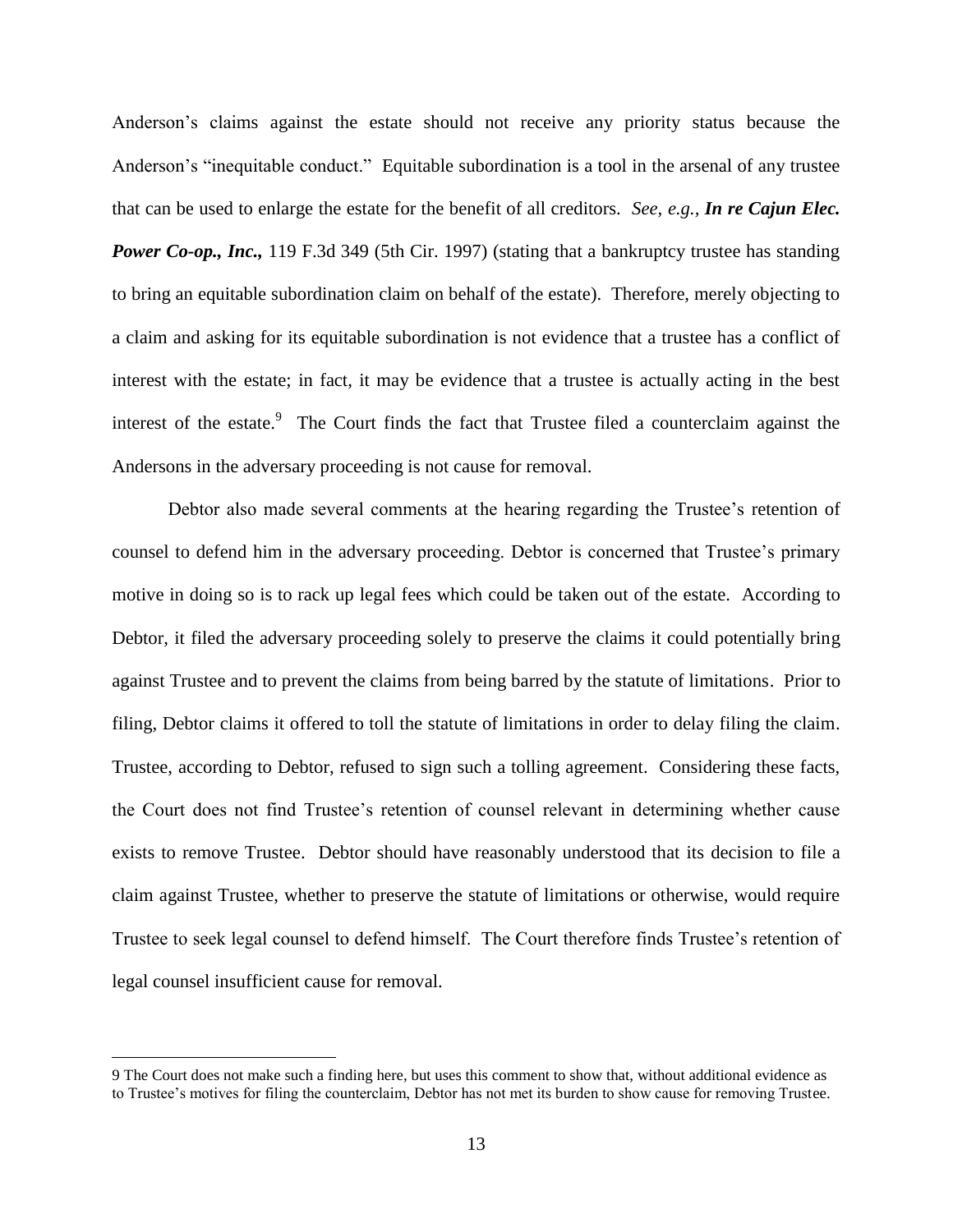Anderson's claims against the estate should not receive any priority status because the Anderson's "inequitable conduct." Equitable subordination is a tool in the arsenal of any trustee that can be used to enlarge the estate for the benefit of all creditors. *See, e.g.,* ***In re Cajun Elec. Power Co-op., Inc.,*** 119 F.3d 349 (5th Cir. 1997) (stating that a bankruptcy trustee has standing to bring an equitable subordination claim on behalf of the estate). Therefore, merely objecting to a claim and asking for its equitable subordination is not evidence that a trustee has a conflict of interest with the estate; in fact, it may be evidence that a trustee is actually acting in the best interest of the estate.[9] The Court finds the fact that Trustee filed a counterclaim against the Andersons in the adversary proceeding is not cause for removal.

Debtor also made several comments at the hearing regarding the Trustee's retention of counsel to defend him in the adversary proceeding. Debtor is concerned that Trustee's primary motive in doing so is to rack up legal fees which could be taken out of the estate. According to Debtor, it filed the adversary proceeding solely to preserve the claims it could potentially bring against Trustee and to prevent the claims from being barred by the statute of limitations. Prior to filing, Debtor claims it offered to toll the statute of limitations in order to delay filing the claim. Trustee, according to Debtor, refused to sign such a tolling agreement. Considering these facts, the Court does not find Trustee's retention of counsel relevant in determining whether cause exists to remove Trustee. Debtor should have reasonably understood that its decision to file a claim against Trustee, whether to preserve the statute of limitations or otherwise, would require Trustee to seek legal counsel to defend himself. The Court therefore finds Trustee's retention of legal counsel insufficient cause for removal.

---

9 The Court does not make such a finding here, but uses this comment to show that, without additional evidence as to Trustee's motives for filing the counterclaim, Debtor has not met its burden to show cause for removing Trustee.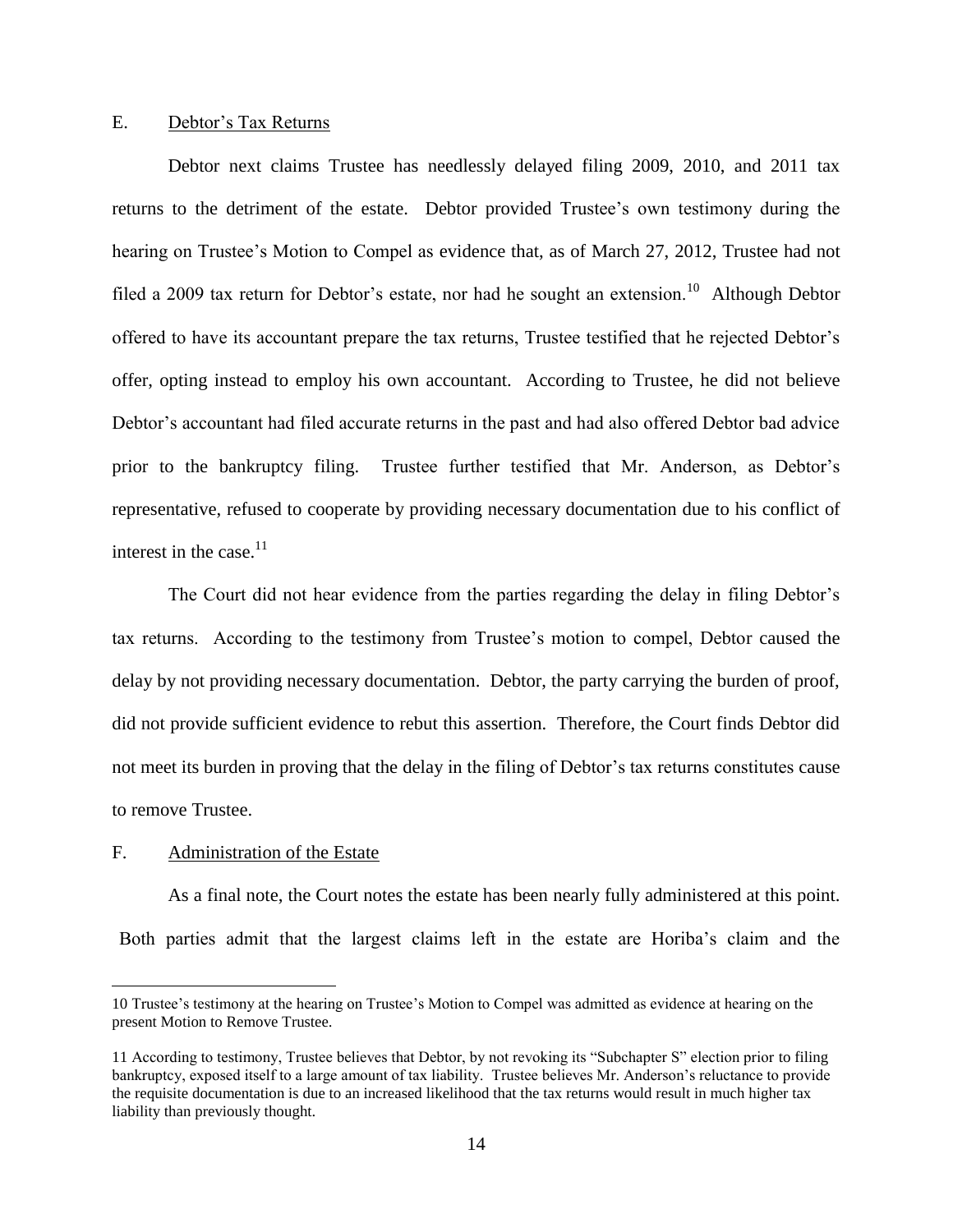## E. Debtor's Tax Returns

Debtor next claims Trustee has needlessly delayed filing 2009, 2010, and 2011 tax returns to the detriment of the estate. Debtor provided Trustee's own testimony during the hearing on Trustee's Motion to Compel as evidence that, as of March 27, 2012, Trustee had not filed a 2009 tax return for Debtor's estate, nor had he sought an extension.[10] Although Debtor offered to have its accountant prepare the tax returns, Trustee testified that he rejected Debtor's offer, opting instead to employ his own accountant. According to Trustee, he did not believe Debtor's accountant had filed accurate returns in the past and had also offered Debtor bad advice prior to the bankruptcy filing. Trustee further testified that Mr. Anderson, as Debtor's representative, refused to cooperate by providing necessary documentation due to his conflict of interest in the case.[11]

The Court did not hear evidence from the parties regarding the delay in filing Debtor's tax returns. According to the testimony from Trustee's motion to compel, Debtor caused the delay by not providing necessary documentation. Debtor, the party carrying the burden of proof, did not provide sufficient evidence to rebut this assertion. Therefore, the Court finds Debtor did not meet its burden in proving that the delay in the filing of Debtor's tax returns constitutes cause to remove Trustee.

## F. Administration of the Estate

As a final note, the Court notes the estate has been nearly fully administered at this point. Both parties admit that the largest claims left in the estate are Horiba's claim and the

---

10 Trustee's testimony at the hearing on Trustee's Motion to Compel was admitted as evidence at hearing on the present Motion to Remove Trustee.

11 According to testimony, Trustee believes that Debtor, by not revoking its "Subchapter S" election prior to filing bankruptcy, exposed itself to a large amount of tax liability. Trustee believes Mr. Anderson's reluctance to provide the requisite documentation is due to an increased likelihood that the tax returns would result in much higher tax liability than previously thought.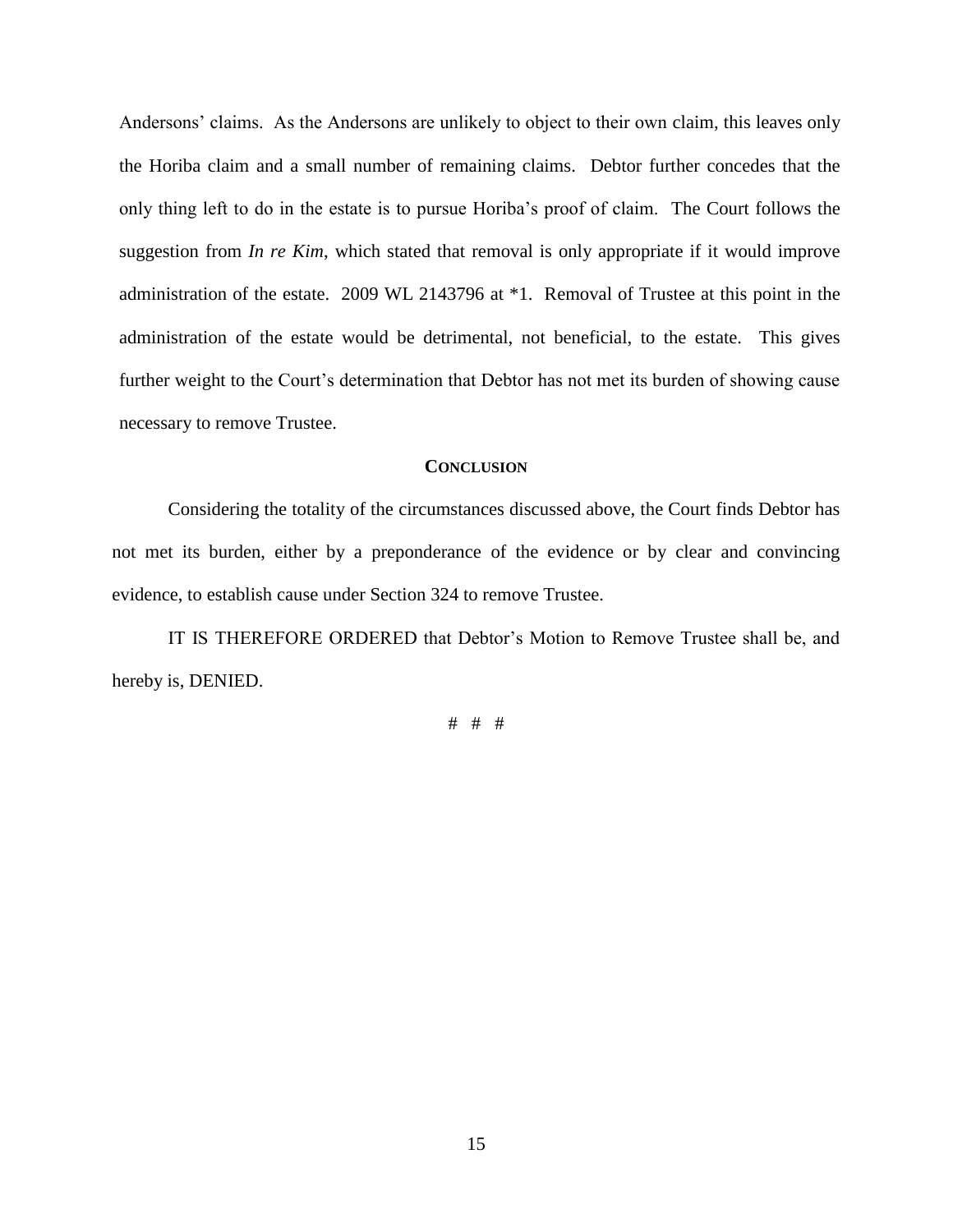Andersons' claims. As the Andersons are unlikely to object to their own claim, this leaves only the Horiba claim and a small number of remaining claims. Debtor further concedes that the only thing left to do in the estate is to pursue Horiba's proof of claim. The Court follows the suggestion from *In re Kim*, which stated that removal is only appropriate if it would improve administration of the estate. 2009 WL 2143796 at *1. Removal of Trustee at this point in the administration of the estate would be detrimental, not beneficial, to the estate. This gives further weight to the Court's determination that Debtor has not met its burden of showing cause necessary to remove Trustee.

## CONCLUSION

Considering the totality of the circumstances discussed above, the Court finds Debtor has not met its burden, either by a preponderance of the evidence or by clear and convincing evidence, to establish cause under Section 324 to remove Trustee.

IT IS THEREFORE ORDERED that Debtor's Motion to Remove Trustee shall be, and hereby is, DENIED.

# # #